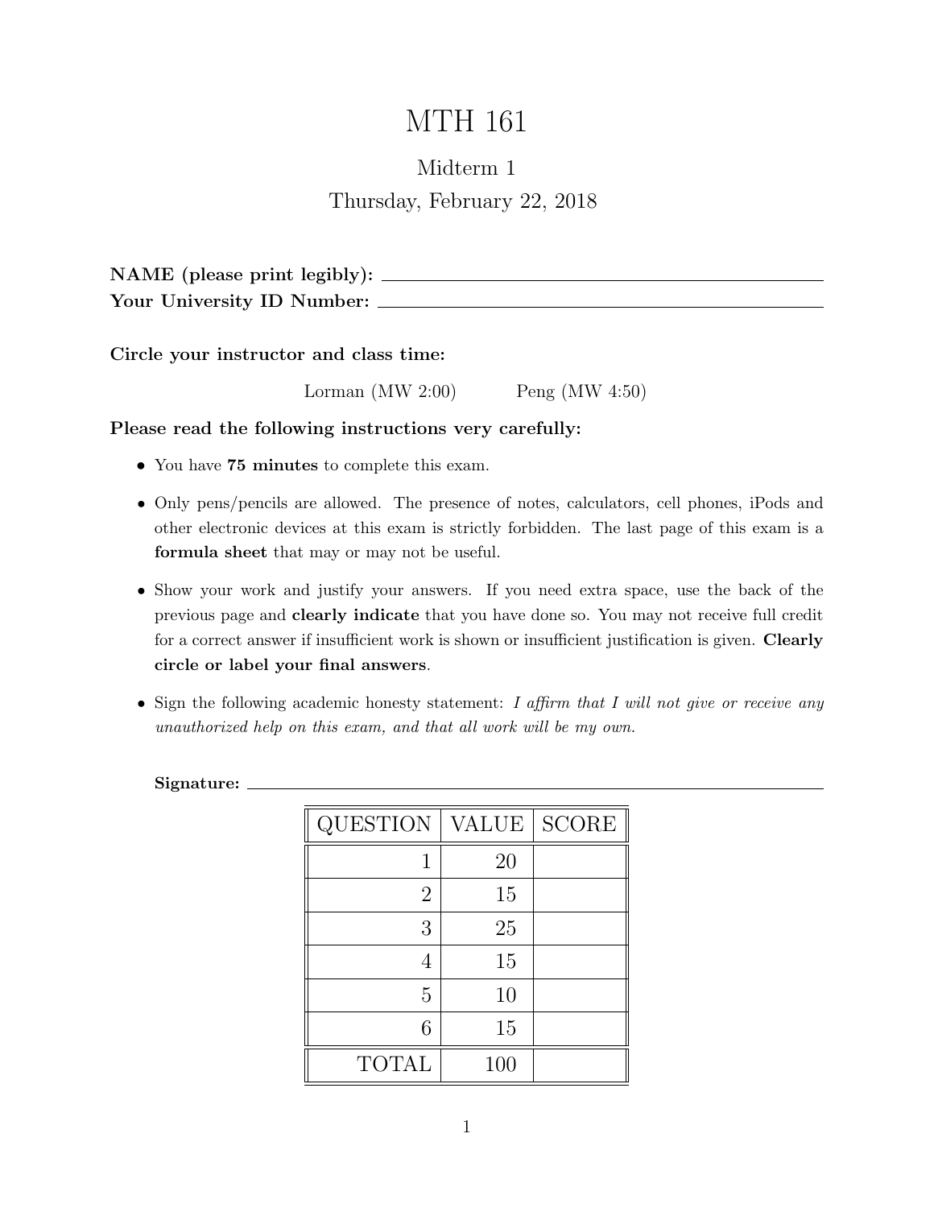# MTH 161

## Midterm 1

### Thursday, February 22, 2018

**NAME (please print legibly):** ______________________________

**Your University ID Number:** ______________________________

**Circle your instructor and class time:**

Lorman (MW 2:00) Peng (MW 4:50)

**Please read the following instructions very carefully:**

- You have **75 minutes** to complete this exam.
- Only pens/pencils are allowed. The presence of notes, calculators, cell phones, iPods and other electronic devices at this exam is strictly forbidden. The last page of this exam is a **formula sheet** that may or may not be useful.
- Show your work and justify your answers. If you need extra space, use the back of the previous page and **clearly indicate** that you have done so. You may not receive full credit for a correct answer if insufficient work is shown or insufficient justification is given. **Clearly circle or label your final answers**.
- Sign the following academic honesty statement: *I affirm that I will not give or receive any unauthorized help on this exam, and that all work will be my own.*

**Signature:** ______________________________

| QUESTION | VALUE | SCORE |
|---|---|---|
| 1 | 20 | |
| 2 | 15 | |
| 3 | 25 | |
| 4 | 15 | |
| 5 | 10 | |
| 6 | 15 | |
| TOTAL | 100 | |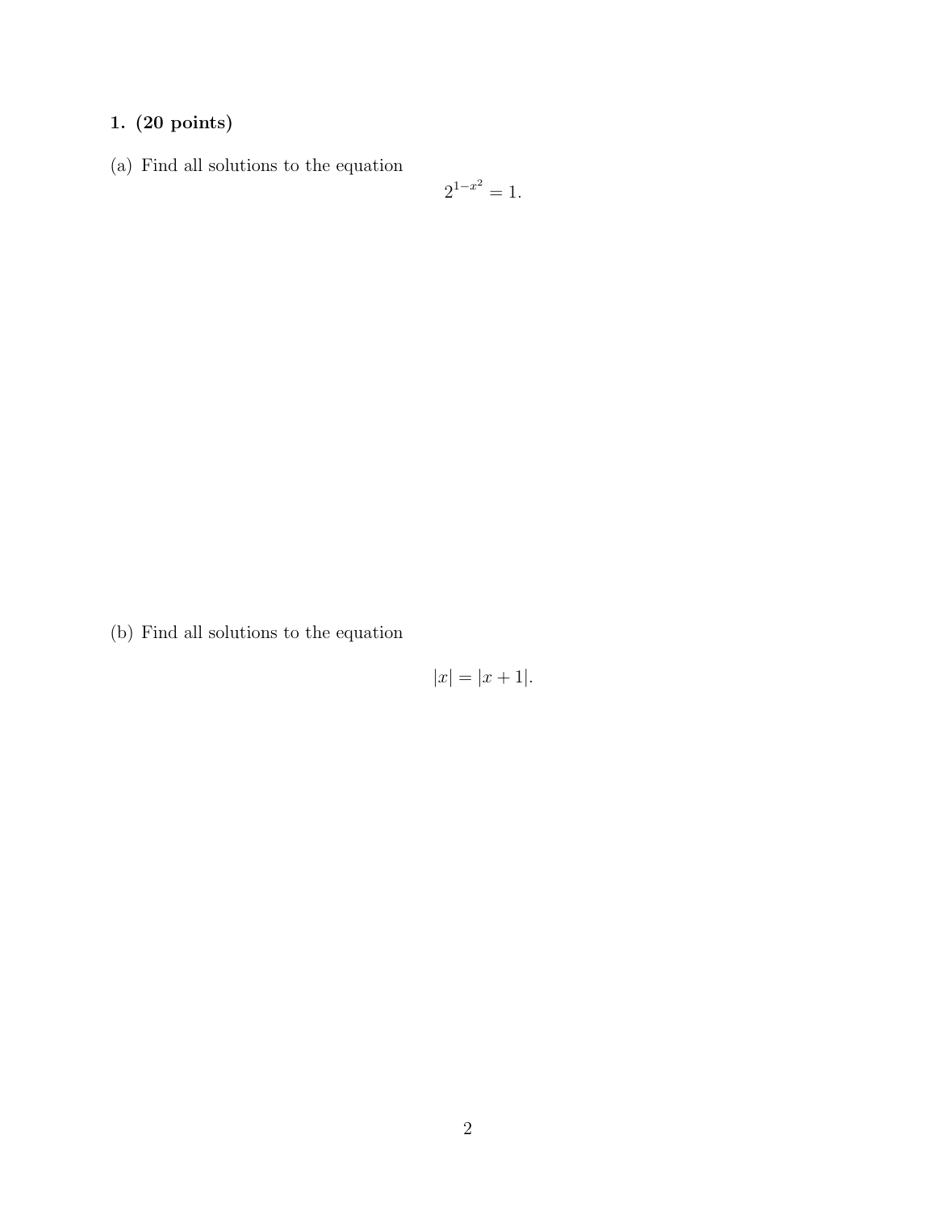**1. (20 points)**

(a) Find all solutions to the equation

$$2^{1-x^2} = 1.$$

(b) Find all solutions to the equation

$$|x| = |x + 1|.$$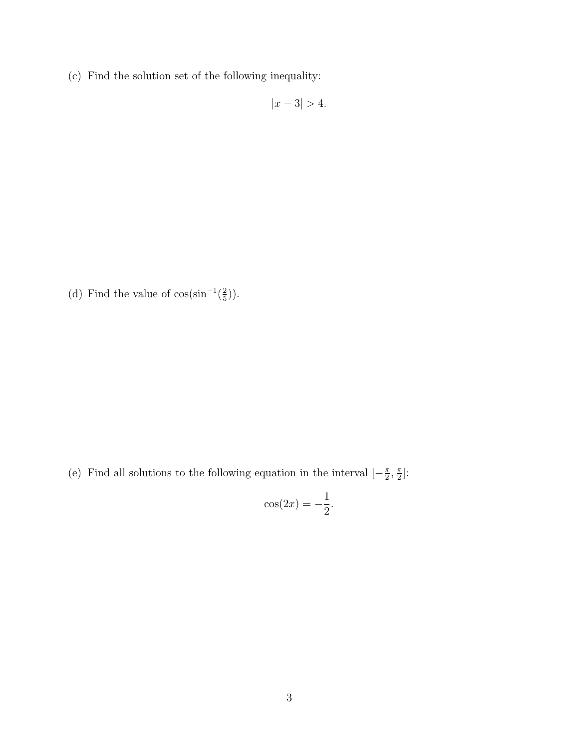(c) Find the solution set of the following inequality:

$$|x - 3| > 4.$$

(d) Find the value of $\cos(\sin^{-1}(\frac{2}{5}))$.

(e) Find all solutions to the following equation in the interval $[-\frac{\pi}{2}, \frac{\pi}{2}]$:

$$\cos(2x) = -\frac{1}{2}.$$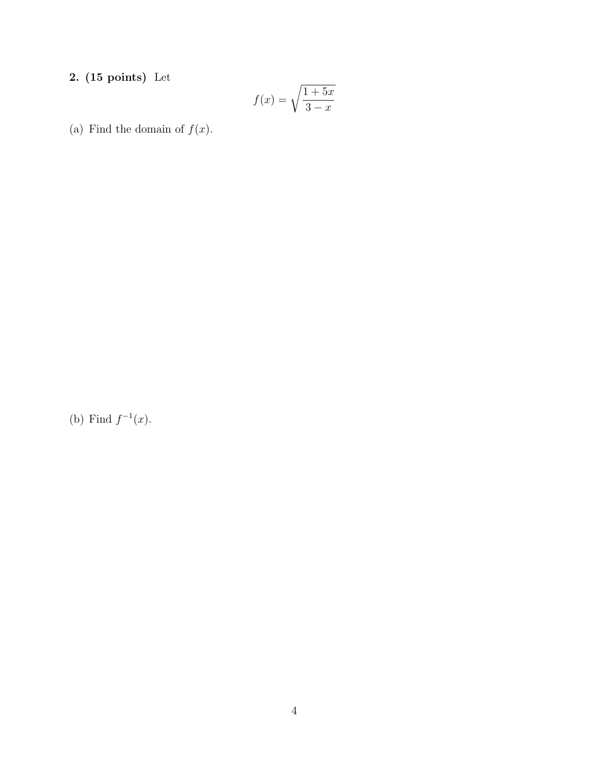**2. (15 points)** Let

$$f(x) = \sqrt{\frac{1 + 5x}{3 - x}}$$

(a) Find the domain of $f(x)$.

(b) Find $f^{-1}(x)$.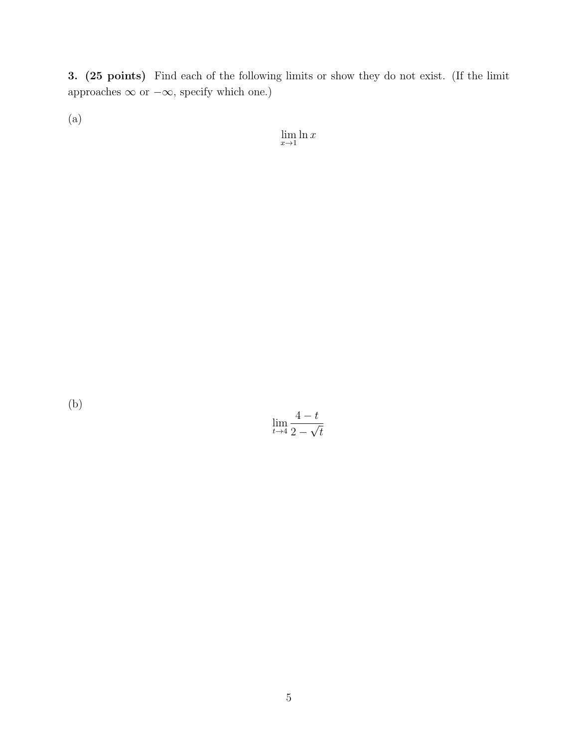**3. (25 points)** Find each of the following limits or show they do not exist. (If the limit approaches $\infty$ or $-\infty$, specify which one.)

(a)

$$\lim_{x \to 1} \ln x$$

(b)

$$\lim_{t \to 4} \frac{4-t}{2-\sqrt{t}}$$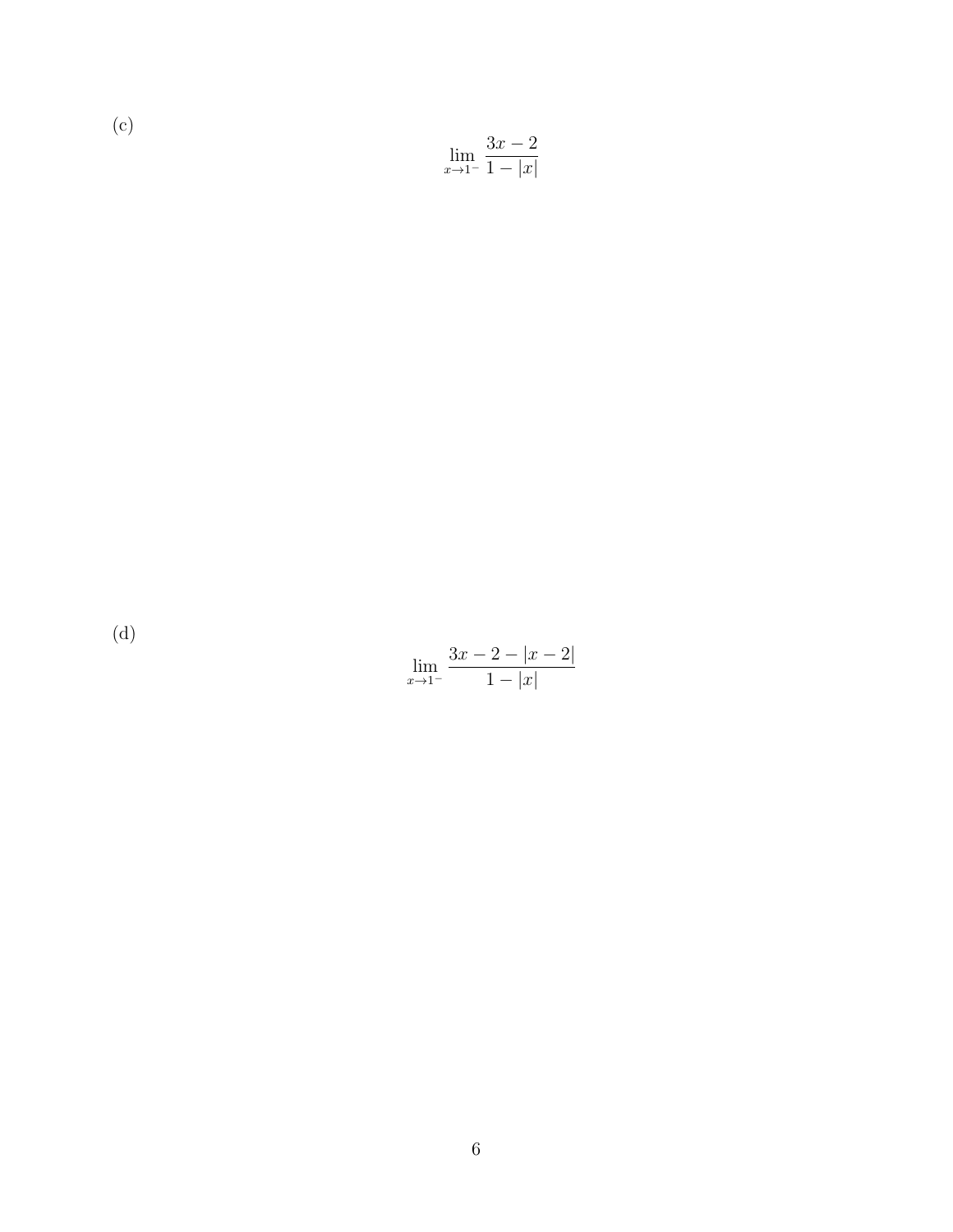(c)

$$\lim_{x \to 1^-} \frac{3x - 2}{1 - |x|}$$

(d)

$$\lim_{x \to 1^-} \frac{3x - 2 - |x - 2|}{1 - |x|}$$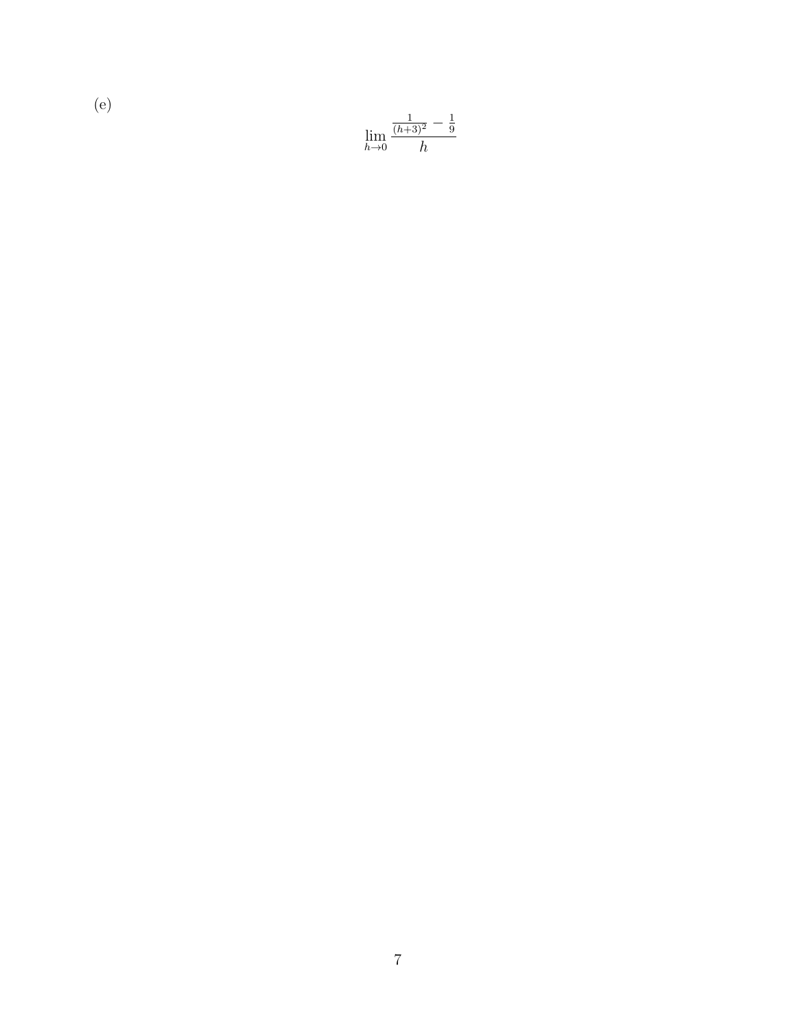(e)

$$\lim_{h \to 0} \frac{\frac{1}{(h+3)^2} - \frac{1}{9}}{h}$$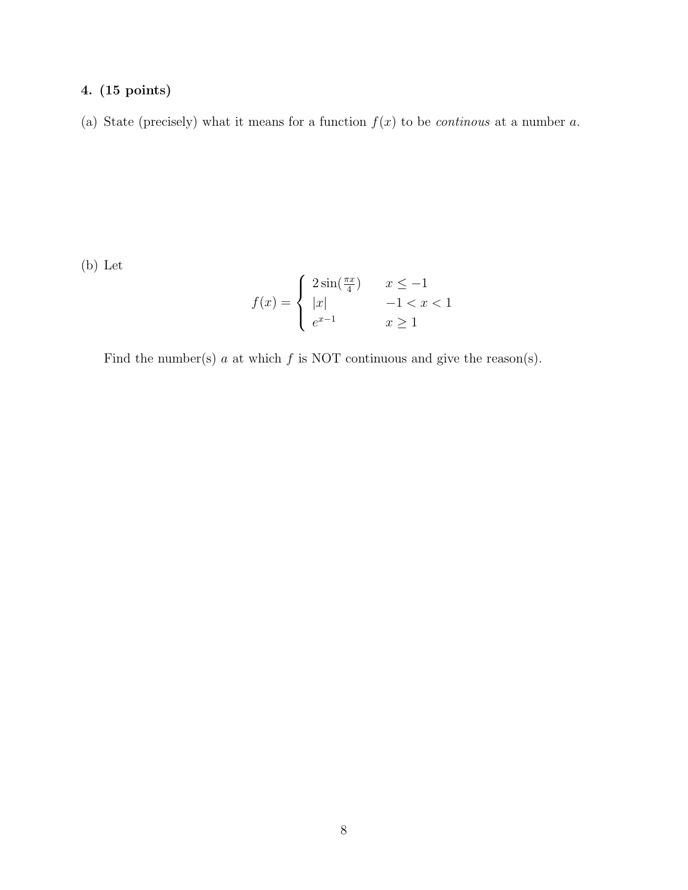**4. (15 points)**

(a) State (precisely) what it means for a function $f(x)$ to be *continous* at a number $a$.

(b) Let

$$f(x) = \begin{cases} 2\sin(\frac{\pi x}{4}) & x \leq -1 \\ |x| & -1 < x < 1 \\ e^{x-1} & x \geq 1 \end{cases}$$

Find the number(s) $a$ at which $f$ is NOT continuous and give the reason(s).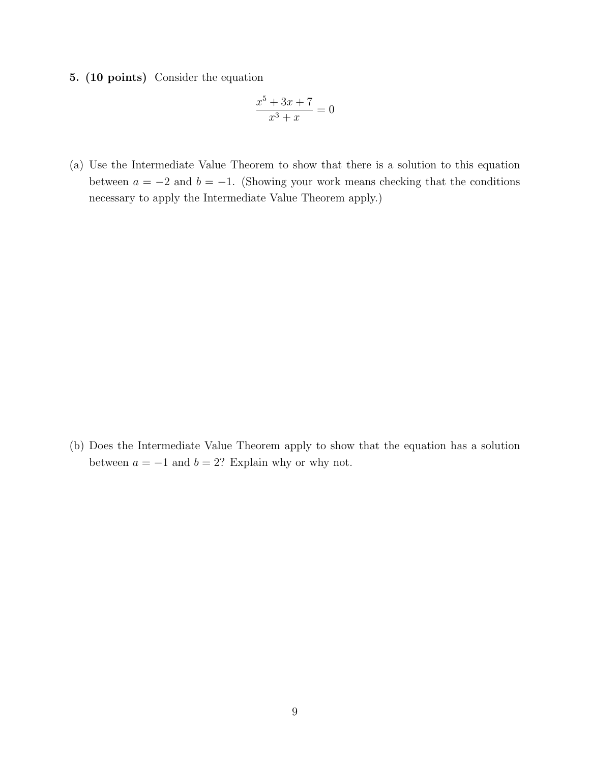**5. (10 points)** Consider the equation

$$\frac{x^5 + 3x + 7}{x^3 + x} = 0$$

(a) Use the Intermediate Value Theorem to show that there is a solution to this equation between $a = -2$ and $b = -1$. (Showing your work means checking that the conditions necessary to apply the Intermediate Value Theorem apply.)

(b) Does the Intermediate Value Theorem apply to show that the equation has a solution between $a = -1$ and $b = 2$? Explain why or why not.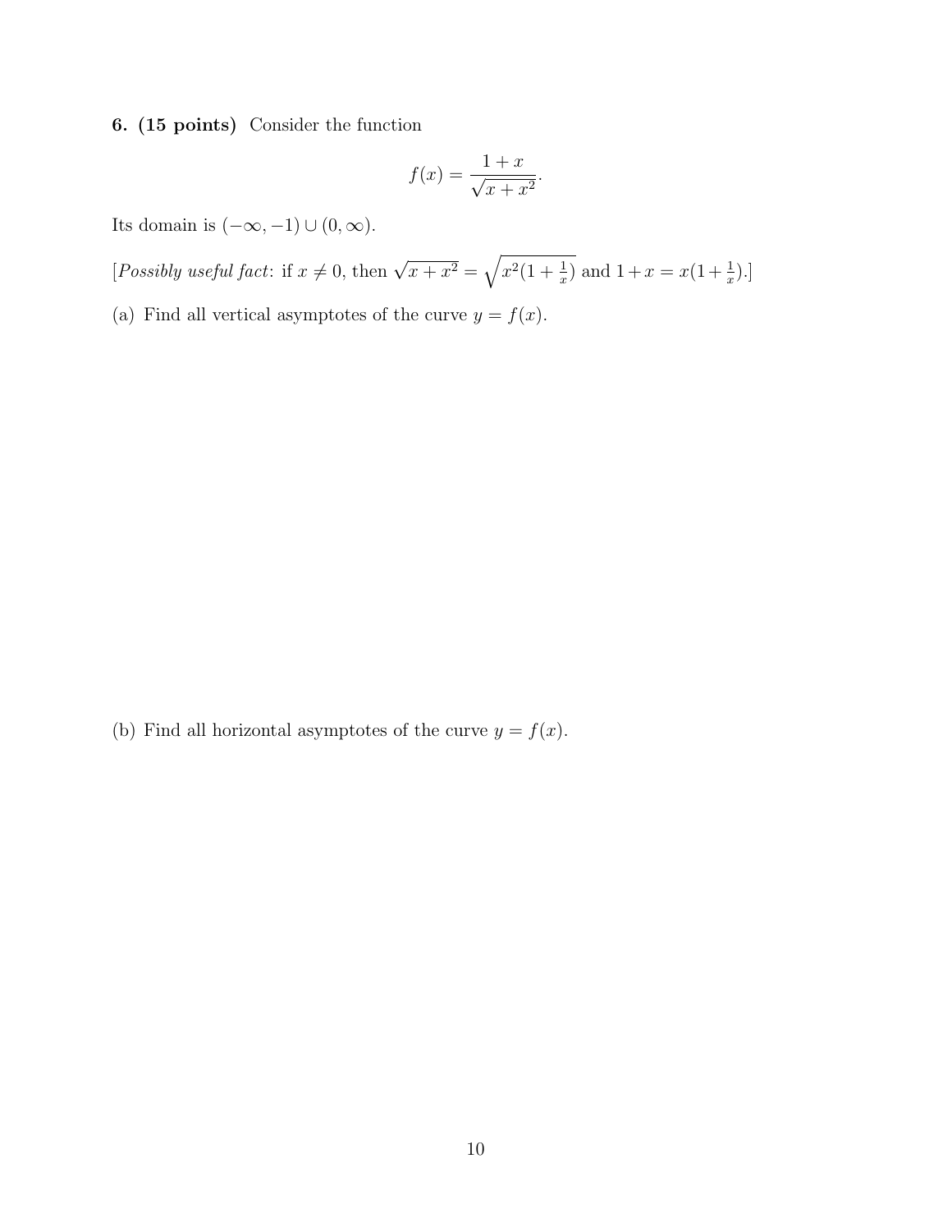**6. (15 points)** Consider the function

$$f(x) = \frac{1+x}{\sqrt{x+x^2}}.$$

Its domain is $(-\infty, -1) \cup (0, \infty)$.

[*Possibly useful fact*: if $x \neq 0$, then $\sqrt{x+x^2} = \sqrt{x^2(1+\frac{1}{x})}$ and $1+x = x(1+\frac{1}{x})$.]

(a) Find all vertical asymptotes of the curve $y = f(x)$.

(b) Find all horizontal asymptotes of the curve $y = f(x)$.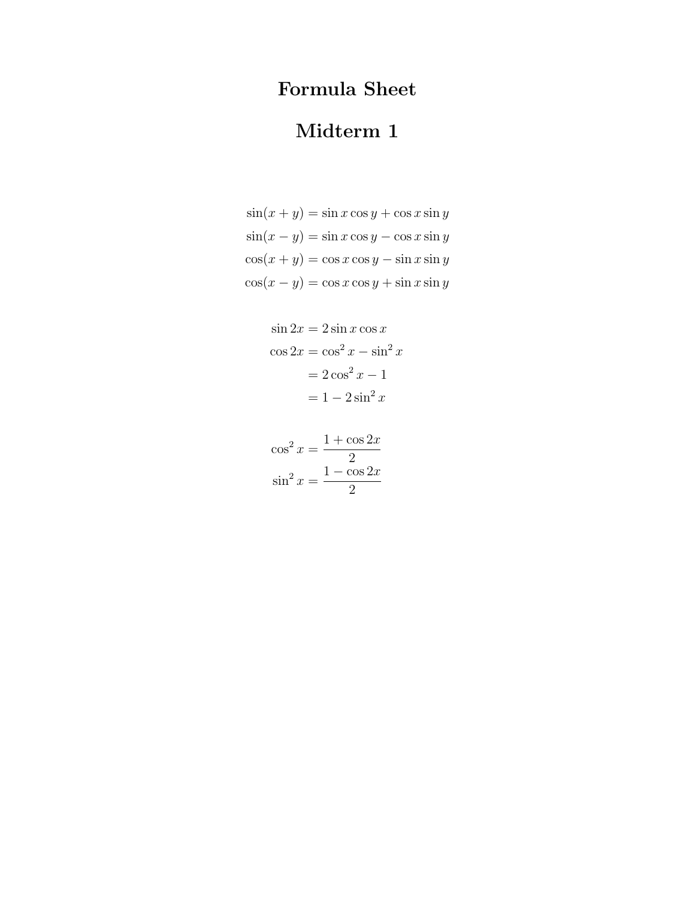# Formula Sheet

# Midterm 1

$$
\begin{aligned}
\sin(x+y) &= \sin x \cos y + \cos x \sin y \\
\sin(x-y) &= \sin x \cos y - \cos x \sin y \\
\cos(x+y) &= \cos x \cos y - \sin x \sin y \\
\cos(x-y) &= \cos x \cos y + \sin x \sin y
\end{aligned}
$$

$$
\begin{aligned}
\sin 2x &= 2 \sin x \cos x \\
\cos 2x &= \cos^2 x - \sin^2 x \\
&= 2\cos^2 x - 1 \\
&= 1 - 2\sin^2 x
\end{aligned}
$$

$$
\begin{aligned}
\cos^2 x &= \frac{1 + \cos 2x}{2} \\
\sin^2 x &= \frac{1 - \cos 2x}{2}
\end{aligned}
$$